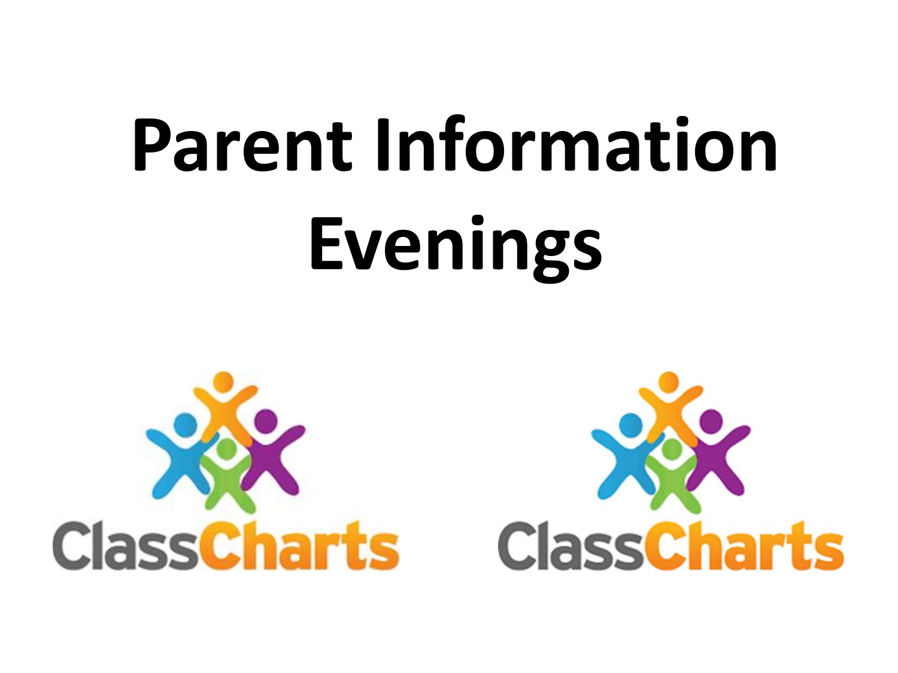# Parent Information Evenings

ClassCharts ClassCharts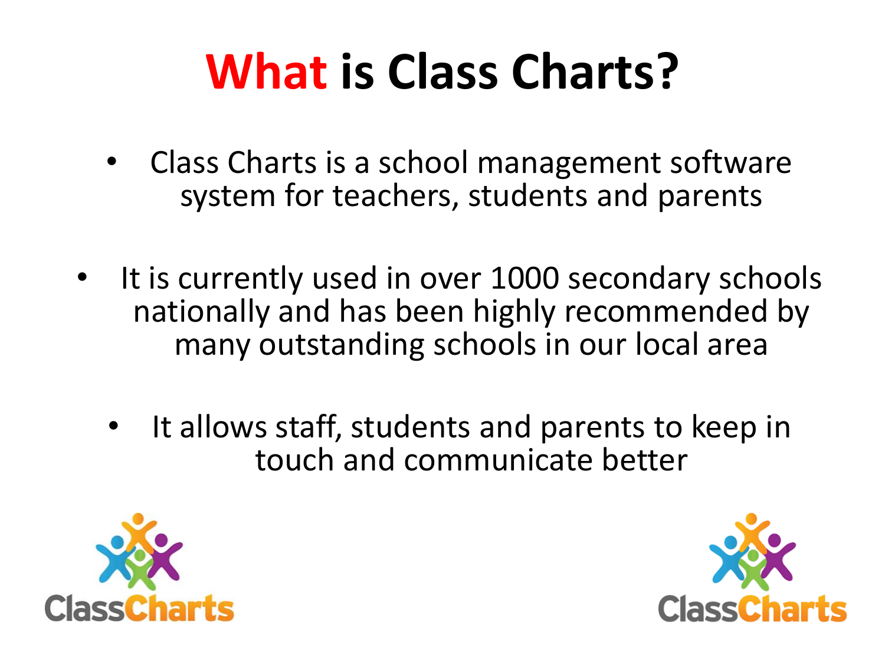# What is Class Charts?

- Class Charts is a school management software system for teachers, students and parents
- It is currently used in over 1000 secondary schools nationally and has been highly recommended by many outstanding schools in our local area
- It allows staff, students and parents to keep in touch and communicate better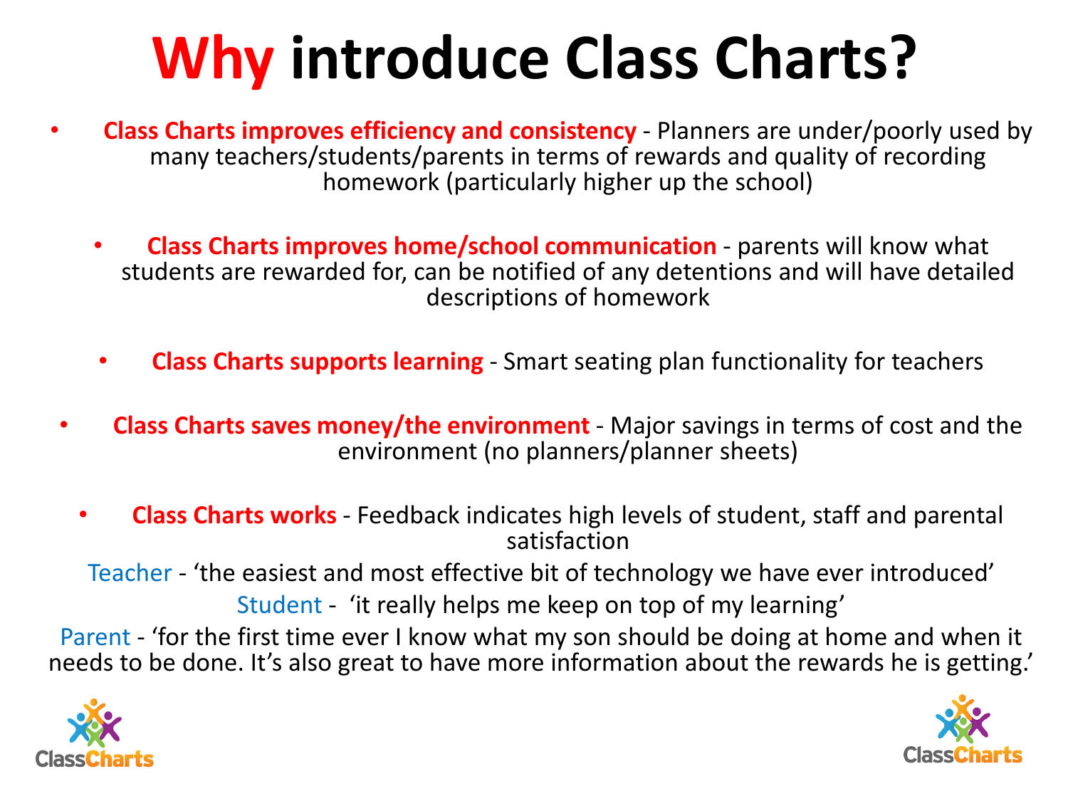# Why introduce Class Charts?

- **Class Charts improves efficiency and consistency** - Planners are under/poorly used by many teachers/students/parents in terms of rewards and quality of recording homework (particularly higher up the school)
- **Class Charts improves home/school communication** - parents will know what students are rewarded for, can be notified of any detentions and will have detailed descriptions of homework
- **Class Charts supports learning** - Smart seating plan functionality for teachers
- **Class Charts saves money/the environment** - Major savings in terms of cost and the environment (no planners/planner sheets)
- **Class Charts works** - Feedback indicates high levels of student, staff and parental satisfaction

Teacher - 'the easiest and most effective bit of technology we have ever introduced'

Student - 'it really helps me keep on top of my learning'

Parent - 'for the first time ever I know what my son should be doing at home and when it needs to be done. It's also great to have more information about the rewards he is getting.'

ClassCharts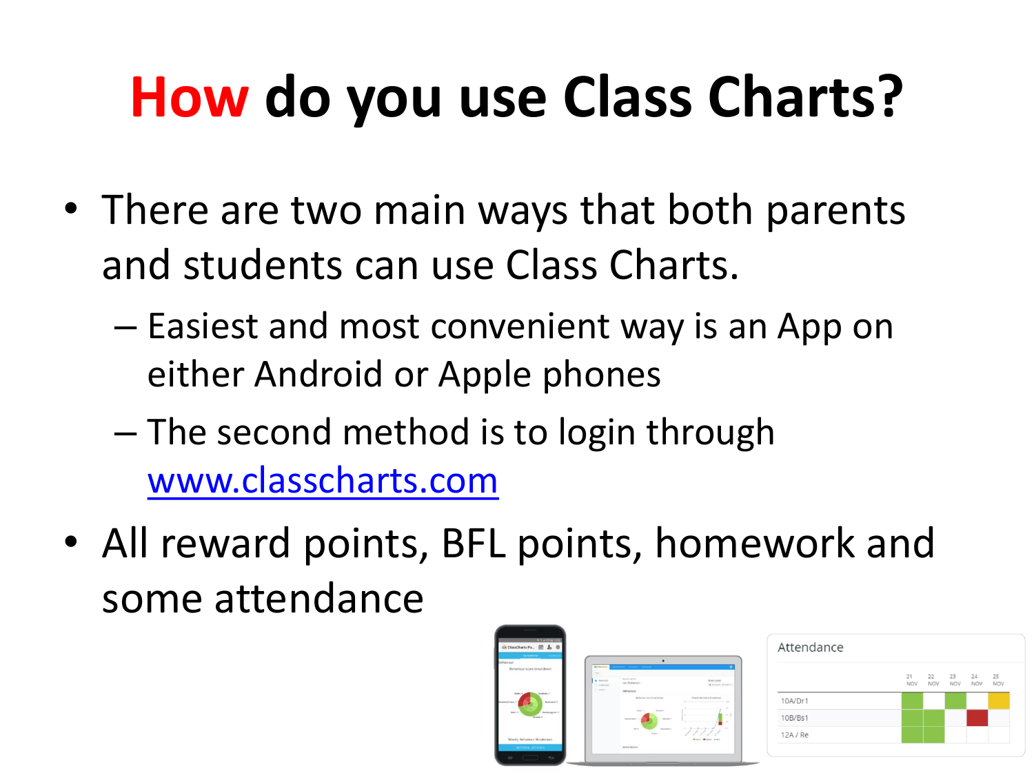# How do you use Class Charts?

- There are two main ways that both parents and students can use Class Charts.
  - Easiest and most convenient way is an App on either Android or Apple phones
  - The second method is to login through [www.classcharts.com](http://www.classcharts.com)
- All reward points, BFL points, homework and some attendance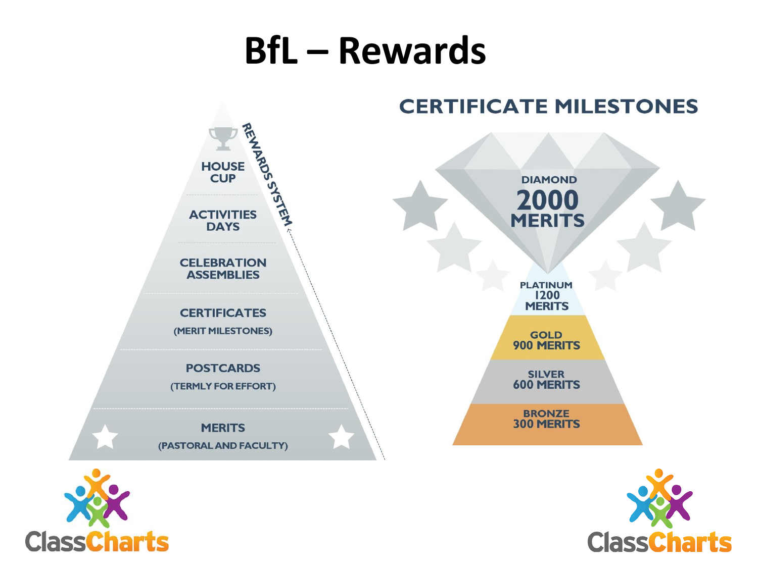# BfL – Rewards

**REWARDS SYSTEM**

- HOUSE CUP
- ACTIVITIES DAYS
- CELEBRATION ASSEMBLIES
- CERTIFICATES (MERIT MILESTONES)
- POSTCARDS (TERMLY FOR EFFORT)
- MERITS (PASTORAL AND FACULTY)

## CERTIFICATE MILESTONES

- DIAMOND 2000 MERITS
- PLATINUM 1200 MERITS
- GOLD 900 MERITS
- SILVER 600 MERITS
- BRONZE 300 MERITS

ClassCharts

ClassCharts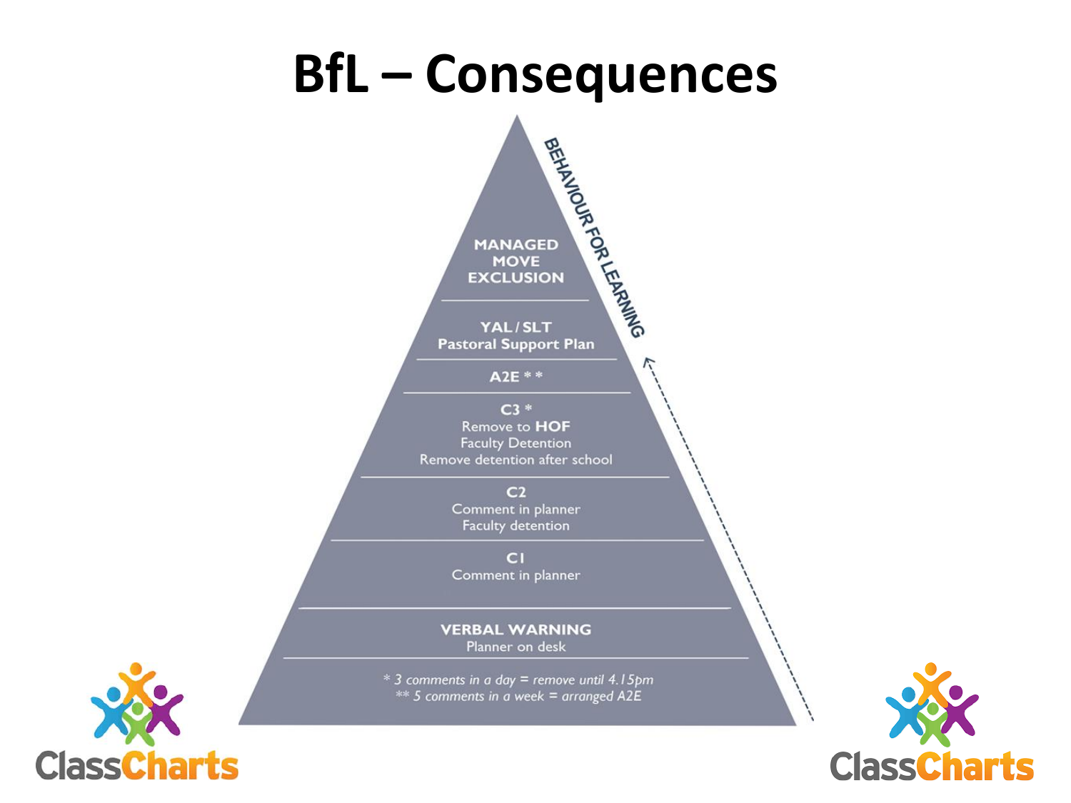# BfL – Consequences

BEHAVIOUR FOR LEARNING

**MANAGED MOVE EXCLUSION**

**YAL / SLT**
**Pastoral Support Plan**

**A2E \*\***

**C3 \***
Remove to **HOF**
Faculty Detention
Remove detention after school

**C2**
Comment in planner
Faculty detention

**C1**
Comment in planner

**VERBAL WARNING**
Planner on desk

*\* 3 comments in a day = remove until 4.15pm*
*\*\* 5 comments in a week = arranged A2E*

ClassCharts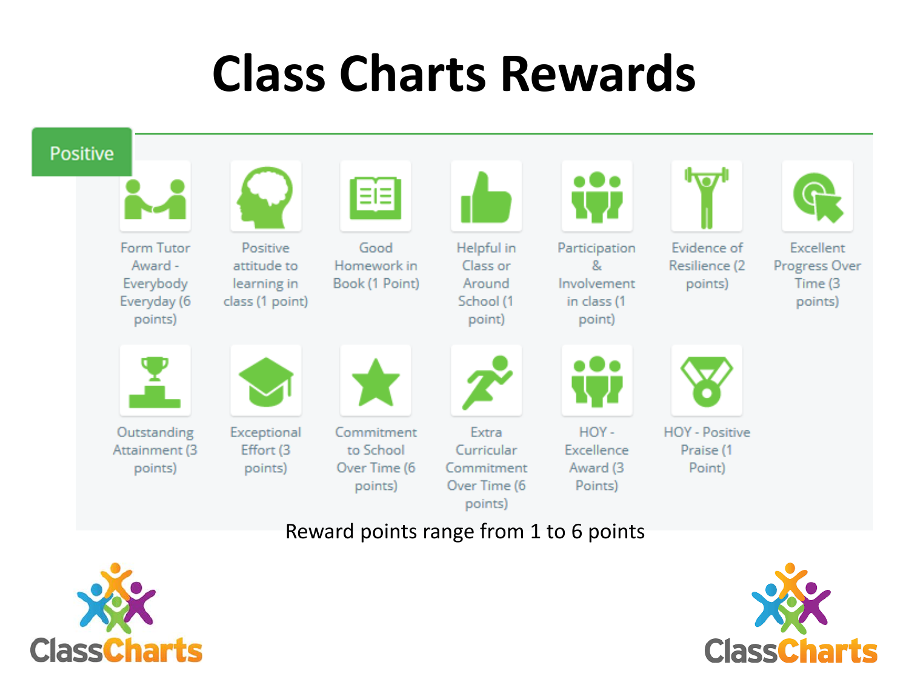# Class Charts Rewards

**Positive**

- Form Tutor Award - Everybody Everyday (6 points)
- Positive attitude to learning in class (1 point)
- Good Homework in Book (1 Point)
- Helpful in Class or Around School (1 point)
- Participation & Involvement in class (1 point)
- Evidence of Resilience (2 points)
- Excellent Progress Over Time (3 points)
- Outstanding Attainment (3 points)
- Exceptional Effort (3 points)
- Commitment to School Over Time (6 points)
- Extra Curricular Commitment Over Time (6 points)
- HOY - Excellence Award (3 Points)
- HOY - Positive Praise (1 Point)

Reward points range from 1 to 6 points

ClassCharts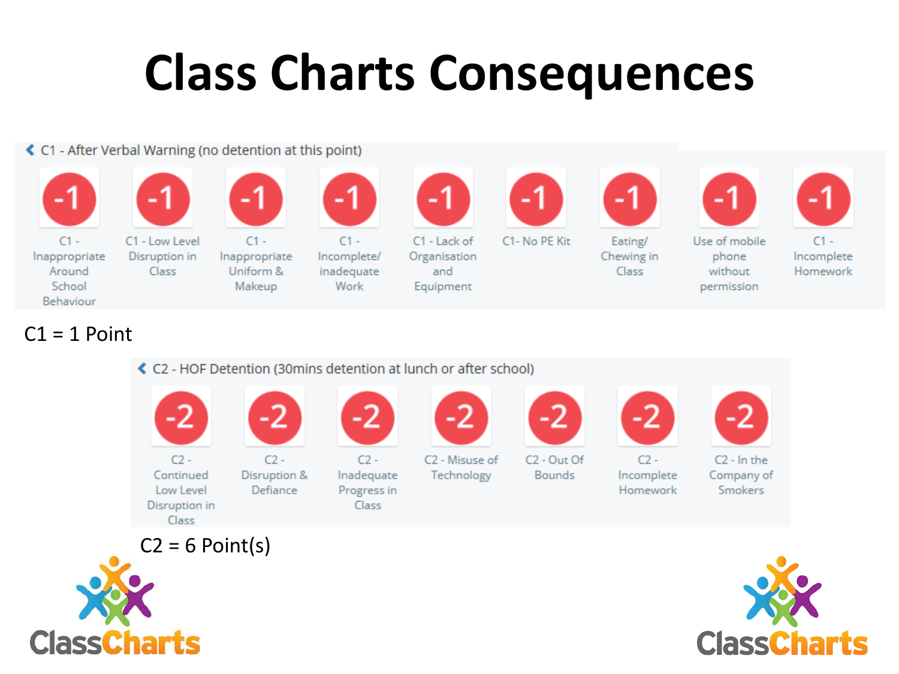# Class Charts Consequences

**C1 - After Verbal Warning (no detention at this point)**

| -1 | -1 | -1 | -1 | -1 | -1 | -1 | -1 | -1 |
|---|---|---|---|---|---|---|---|---|
| C1 - Inappropriate Around School Behaviour | C1 - Low Level Disruption in Class | C1 - Inappropriate Uniform & Makeup | C1 - Incomplete/ inadequate Work | C1 - Lack of Organisation and Equipment | C1- No PE Kit | Eating/ Chewing in Class | Use of mobile phone without permission | C1 - Incomplete Homework |

C1 = 1 Point

**C2 - HOF Detention (30mins detention at lunch or after school)**

| -2 | -2 | -2 | -2 | -2 | -2 | -2 |
|---|---|---|---|---|---|---|
| C2 - Continued Low Level Disruption in Class | C2 - Disruption & Defiance | C2 - Inadequate Progress in Class | C2 - Misuse of Technology | C2 - Out Of Bounds | C2 - Incomplete Homework | C2 - In the Company of Smokers |

C2 = 6 Point(s)

ClassCharts

ClassCharts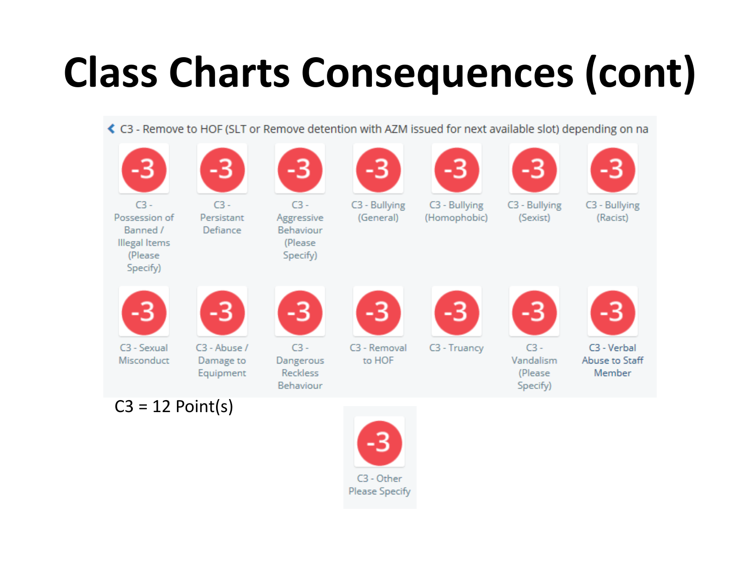# Class Charts Consequences (cont)

C3 - Remove to HOF (SLT or Remove detention with AZM issued for next available slot) depending on na

| | | | | | | |
|---|---|---|---|---|---|---|
| -3 | -3 | -3 | -3 | -3 | -3 | -3 |
| C3 - Possession of Banned / Illegal Items (Please Specify) | C3 - Persistant Defiance | C3 - Aggressive Behaviour (Please Specify) | C3 - Bullying (General) | C3 - Bullying (Homophobic) | C3 - Bullying (Sexist) | C3 - Bullying (Racist) |
| -3 | -3 | -3 | -3 | -3 | -3 | -3 |
| C3 - Sexual Misconduct | C3 - Abuse / Damage to Equipment | C3 - Dangerous Reckless Behaviour | C3 - Removal to HOF | C3 - Truancy | C3 - Vandalism (Please Specify) | C3 - Verbal Abuse to Staff Member |

C3 = 12 Point(s)

-3

C3 - Other Please Specify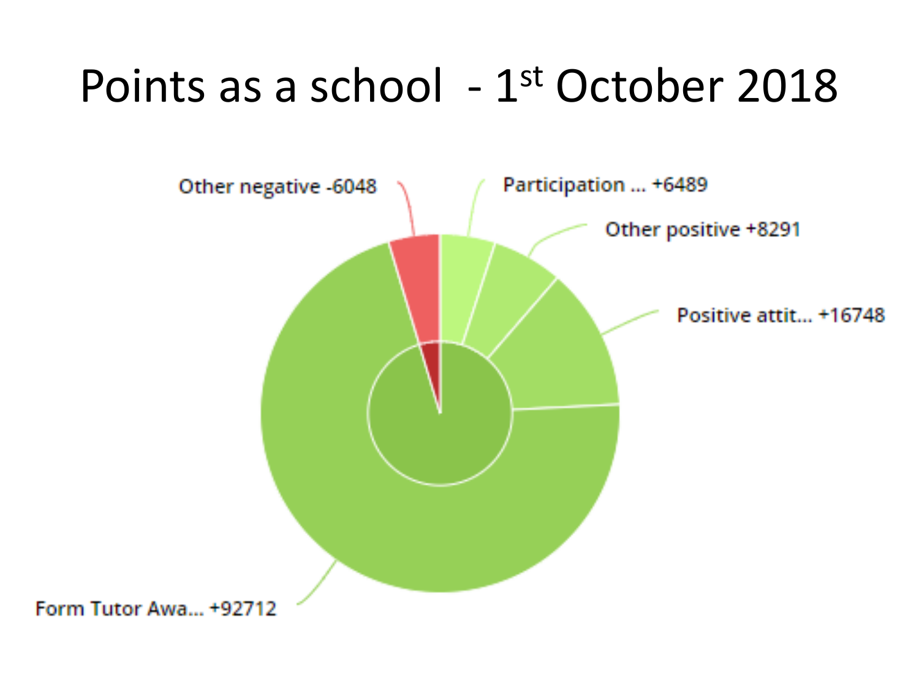# Points as a school - 1st October 2018

Other negative -6048

Participation ... +6489

Other positive +8291

Positive attit... +16748

Form Tutor Awa... +92712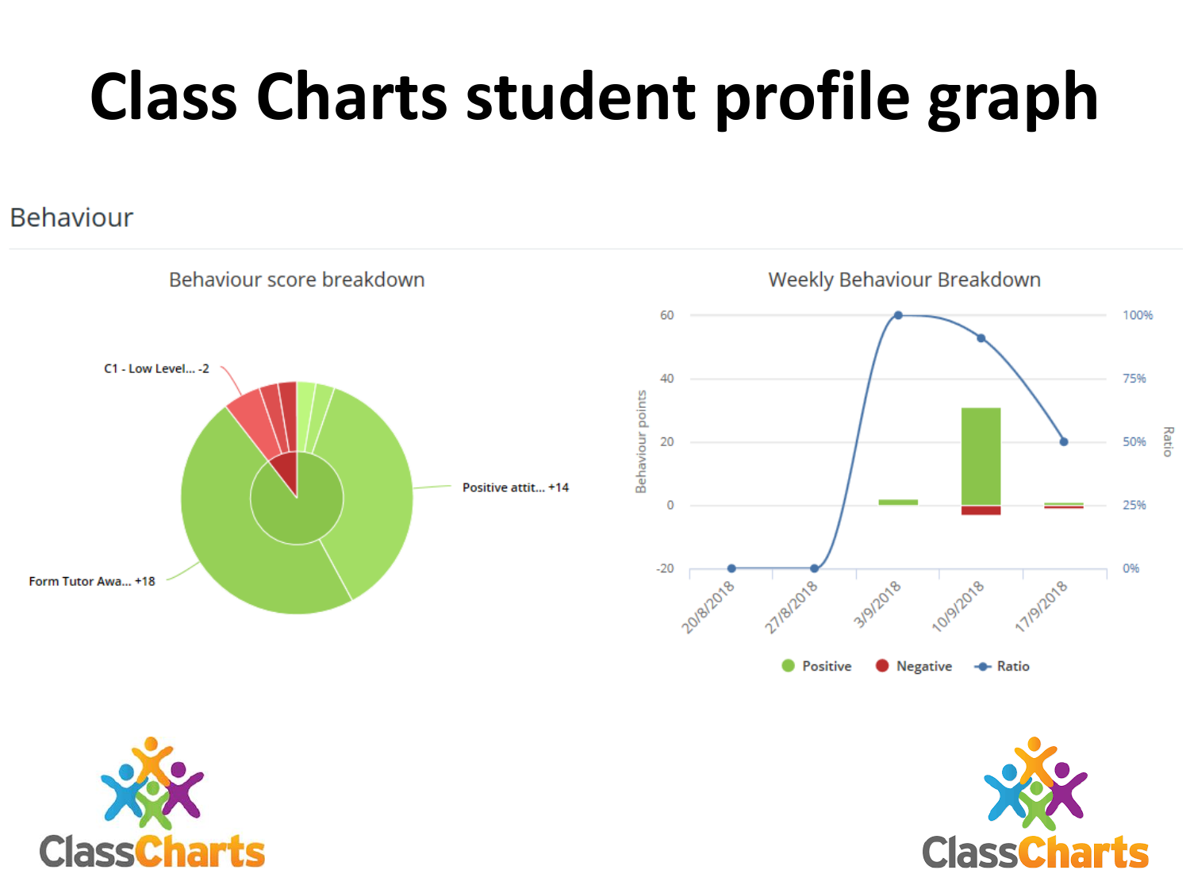# Class Charts student profile graph

## Behaviour

### Behaviour score breakdown

C1 - Low Level... -2

Positive attit... +14

Form Tutor Awa... +18

### Weekly Behaviour Breakdown

Behaviour points: 60, 40, 20, 0, -20

Ratio: 100%, 75%, 50%, 25%, 0%

20/8/2018, 27/8/2018, 3/9/2018, 10/9/2018, 17/9/2018

Positive, Negative, Ratio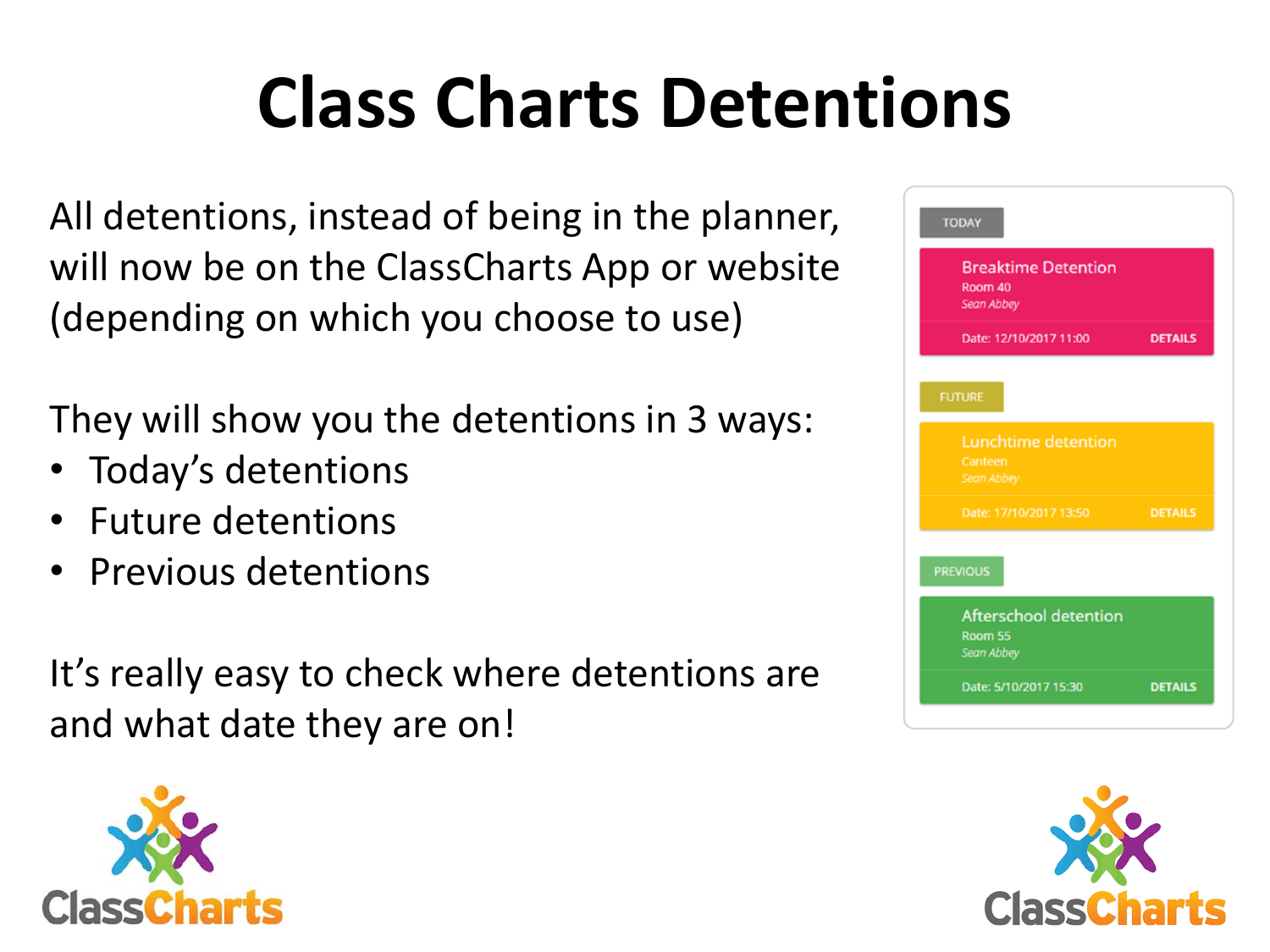# Class Charts Detentions

All detentions, instead of being in the planner, will now be on the ClassCharts App or website (depending on which you choose to use)

They will show you the detentions in 3 ways:

- Today's detentions
- Future detentions
- Previous detentions

It's really easy to check where detentions are and what date they are on!

TODAY

Breaktime Detention
Room 40
*Sean Abbey*
Date: 12/10/2017 11:00 DETAILS

FUTURE

Lunchtime detention
Canteen
*Sean Abbey*
Date: 17/10/2017 13:50 DETAILS

PREVIOUS

Afterschool detention
Room 55
*Sean Abbey*
Date: 5/10/2017 15:30 DETAILS

ClassCharts

ClassCharts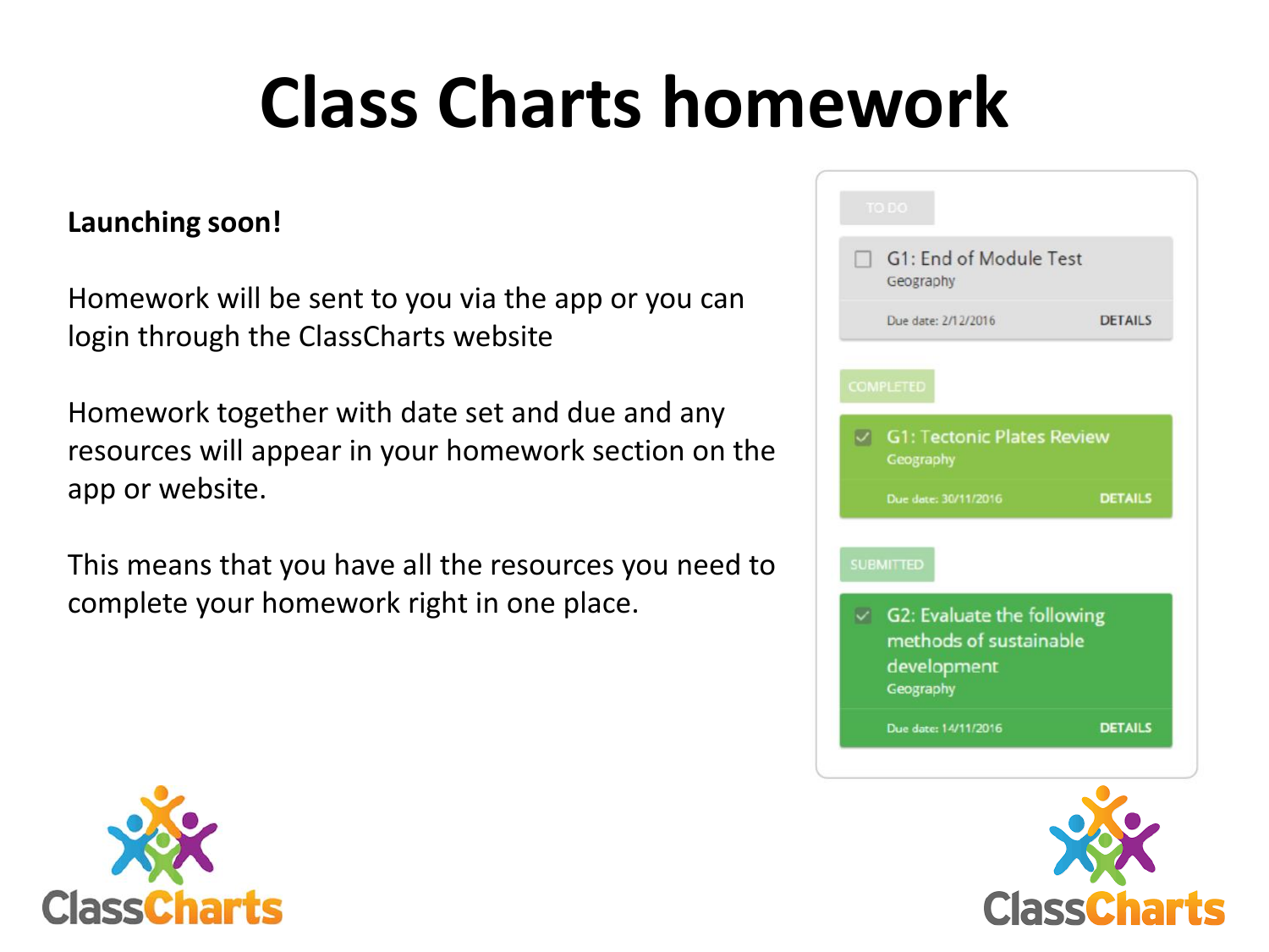# Class Charts homework

**Launching soon!**

Homework will be sent to you via the app or you can login through the ClassCharts website

Homework together with date set and due and any resources will appear in your homework section on the app or website.

This means that you have all the resources you need to complete your homework right in one place.

TO DO

G1: End of Module Test
Geography
Due date: 2/12/2016 DETAILS

COMPLETED

G1: Tectonic Plates Review
Geography
Due date: 30/11/2016 DETAILS

SUBMITTED

G2: Evaluate the following methods of sustainable development
Geography
Due date: 14/11/2016 DETAILS

ClassCharts

ClassCharts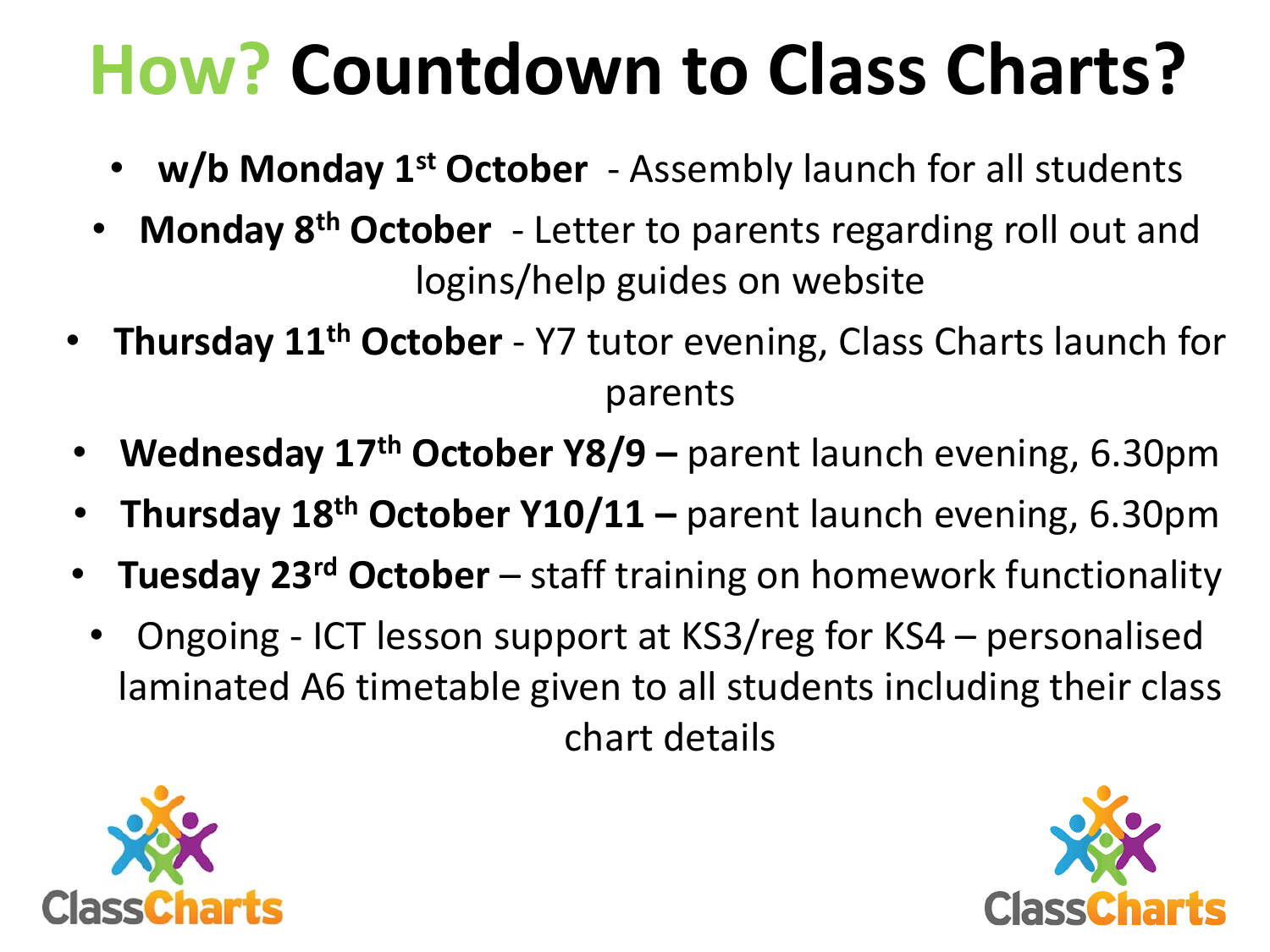# How? Countdown to Class Charts?

- **w/b Monday 1st October** - Assembly launch for all students
- **Monday 8th October** - Letter to parents regarding roll out and logins/help guides on website
- **Thursday 11th October** - Y7 tutor evening, Class Charts launch for parents
- **Wednesday 17th October Y8/9 –** parent launch evening, 6.30pm
- **Thursday 18th October Y10/11 –** parent launch evening, 6.30pm
- **Tuesday 23rd October** – staff training on homework functionality
- Ongoing - ICT lesson support at KS3/reg for KS4 – personalised laminated A6 timetable given to all students including their class chart details

ClassCharts

ClassCharts